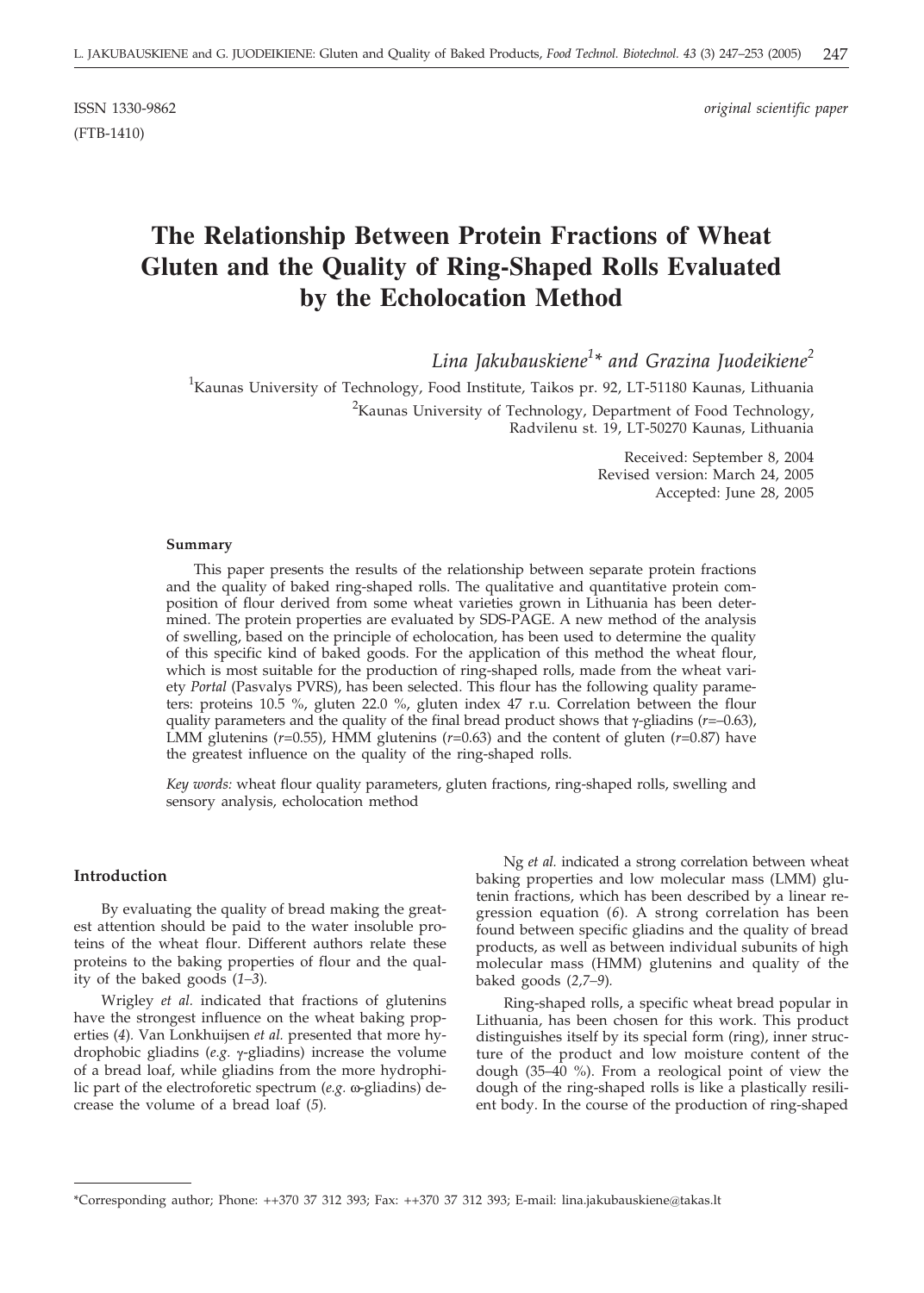ISSN 1330-9862 *original scientific paper*

(FTB-1410)

# The Relationship Between Protein Fractions of Wheat Gluten and the Quality of Ring-Shaped Rolls Evaluated by the Echolocation Method

*Lina Jakubauskiene*[1]* *and Grazina Juodeikiene*[2]

[1]Kaunas University of Technology, Food Institute, Taikos pr. 92, LT-51180 Kaunas, Lithuania

[2]Kaunas University of Technology, Department of Food Technology, Radvilenu st. 19, LT-50270 Kaunas, Lithuania

Received: September 8, 2004
Revised version: March 24, 2005
Accepted: June 28, 2005

### Summary

This paper presents the results of the relationship between separate protein fractions and the quality of baked ring-shaped rolls. The qualitative and quantitative protein composition of flour derived from some wheat varieties grown in Lithuania has been determined. The protein properties are evaluated by SDS-PAGE. A new method of the analysis of swelling, based on the principle of echolocation, has been used to determine the quality of this specific kind of baked goods. For the application of this method the wheat flour, which is most suitable for the production of ring-shaped rolls, made from the wheat variety *Portal* (Pasvalys PVRS), has been selected. This flour has the following quality parameters: proteins 10.5 %, gluten 22.0 %, gluten index 47 r.u. Correlation between the flour quality parameters and the quality of the final bread product shows that γ-gliadins ($r$=–0.63), LMM glutenins ($r$=0.55), HMM glutenins ($r$=0.63) and the content of gluten ($r$=0.87) have the greatest influence on the quality of the ring-shaped rolls.

*Key words:* wheat flour quality parameters, gluten fractions, ring-shaped rolls, swelling and sensory analysis, echolocation method

### Introduction

By evaluating the quality of bread making the greatest attention should be paid to the water insoluble proteins of the wheat flour. Different authors relate these proteins to the baking properties of flour and the quality of the baked goods (*1–3*).

Wrigley *et al.* indicated that fractions of glutenins have the strongest influence on the wheat baking properties (*4*). Van Lonkhuijsen *et al.* presented that more hydrophobic gliadins (*e.g.* γ-gliadins) increase the volume of a bread loaf, while gliadins from the more hydrophilic part of the electroforetic spectrum (*e.g.* ω-gliadins) decrease the volume of a bread loaf (*5*).

Ng *et al.* indicated a strong correlation between wheat baking properties and low molecular mass (LMM) glutenin fractions, which has been described by a linear regression equation (*6*). A strong correlation has been found between specific gliadins and the quality of bread products, as well as between individual subunits of high molecular mass (HMM) glutenins and quality of the baked goods (*2,7–9*).

Ring-shaped rolls, a specific wheat bread popular in Lithuania, has been chosen for this work. This product distinguishes itself by its special form (ring), inner structure of the product and low moisture content of the dough (35–40 %). From a reological point of view the dough of the ring-shaped rolls is like a plastically resilient body. In the course of the production of ring-shaped

*Corresponding author; Phone: ++370 37 312 393; Fax: ++370 37 312 393; E-mail: lina.jakubauskiene@takas.lt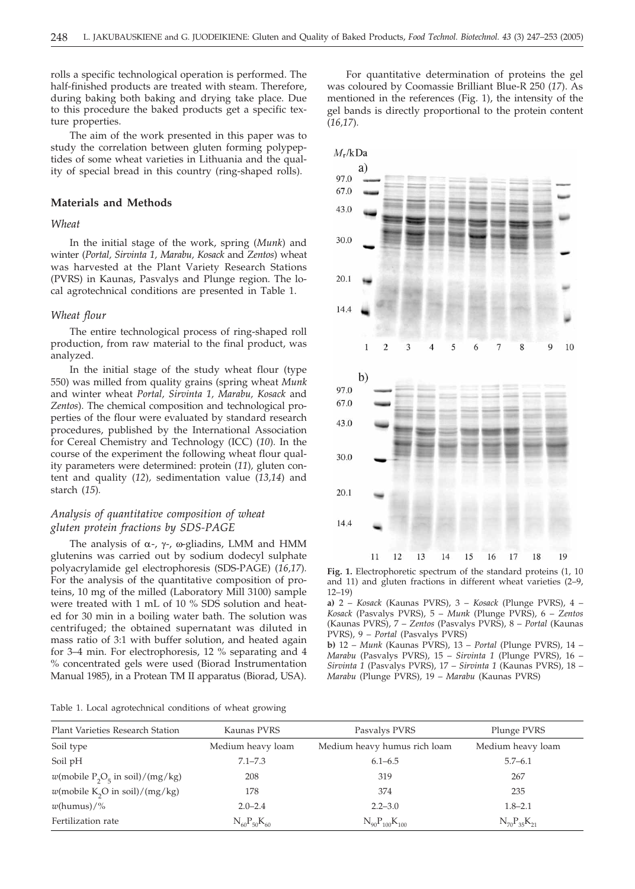rolls a specific technological operation is performed. The half-finished products are treated with steam. Therefore, during baking both baking and drying take place. Due to this procedure the baked products get a specific texture properties.

The aim of the work presented in this paper was to study the correlation between gluten forming polypeptides of some wheat varieties in Lithuania and the quality of special bread in this country (ring-shaped rolls).

## Materials and Methods

### *Wheat*

In the initial stage of the work, spring (*Munk*) and winter (*Portal, Sirvinta 1, Marabu, Kosack* and *Zentos*) wheat was harvested at the Plant Variety Research Stations (PVRS) in Kaunas, Pasvalys and Plunge region. The local agrotechnical conditions are presented in Table 1.

### *Wheat flour*

The entire technological process of ring-shaped roll production, from raw material to the final product, was analyzed.

In the initial stage of the study wheat flour (type 550) was milled from quality grains (spring wheat *Munk* and winter wheat *Portal, Sirvinta 1, Marabu, Kosack* and *Zentos*). The chemical composition and technological properties of the flour were evaluated by standard research procedures, published by the International Association for Cereal Chemistry and Technology (ICC) (*10*). In the course of the experiment the following wheat flour quality parameters were determined: protein (*11*), gluten content and quality (*12*), sedimentation value (*13,14*) and starch (*15*).

### *Analysis of quantitative composition of wheat gluten protein fractions by SDS-PAGE*

The analysis of α-, γ-, ω-gliadins, LMM and HMM glutenins was carried out by sodium dodecyl sulphate polyacrylamide gel electrophoresis (SDS-PAGE) (*16,17*). For the analysis of the quantitative composition of proteins, 10 mg of the milled (Laboratory Mill 3100) sample were treated with 1 mL of 10 % SDS solution and heated for 30 min in a boiling water bath. The solution was centrifuged; the obtained supernatant was diluted in mass ratio of 3:1 with buffer solution, and heated again for 3–4 min. For electrophoresis, 12 % separating and 4 % concentrated gels were used (Biorad Instrumentation Manual 1985), in a Protean TM II apparatus (Biorad, USA).

For quantitative determination of proteins the gel was coloured by Coomassie Brilliant Blue-R 250 (*17*). As mentioned in the references (Fig. 1), the intensity of the gel bands is directly proportional to the protein content (*16,17*).

**Fig. 1.** Electrophoretic spectrum of the standard proteins (1, 10 and 11) and gluten fractions in different wheat varieties (2–9, 12–19)

**a)** 2 – *Kosack* (Kaunas PVRS), 3 – *Kosack* (Plunge PVRS), 4 – *Kosack* (Pasvalys PVRS), 5 – *Munk* (Plunge PVRS), 6 – *Zentos* (Kaunas PVRS), 7 – *Zentos* (Pasvalys PVRS), 8 – *Portal* (Kaunas PVRS), 9 – *Portal* (Pasvalys PVRS)

**b)** 12 – *Munk* (Kaunas PVRS), 13 – *Portal* (Plunge PVRS), 14 – *Marabu* (Pasvalys PVRS), 15 – *Sirvinta 1* (Plunge PVRS), 16 – *Sirvinta 1* (Pasvalys PVRS), 17 – *Sirvinta 1* (Kaunas PVRS), 18 – *Marabu* (Plunge PVRS), 19 – *Marabu* (Kaunas PVRS)

Table 1. Local agrotechnical conditions of wheat growing

| Plant Varieties Research Station | Kaunas PVRS | Pasvalys PVRS | Plunge PVRS |
|---|---|---|---|
| Soil type | Medium heavy loam | Medium heavy humus rich loam | Medium heavy loam |
| Soil pH | 7.1–7.3 | 6.1–6.5 | 5.7–6.1 |
| $w$(mobile $P_2O_5$ in soil)/(mg/kg) | 208 | 319 | 267 |
| $w$(mobile $K_2O$ in soil)/(mg/kg) | 178 | 374 | 235 |
| $w$(humus)/% | 2.0–2.4 | 2.2–3.0 | 1.8–2.1 |
| Fertilization rate | $N_{60}P_{50}K_{60}$ | $N_{90}P_{100}K_{100}$ | $N_{70}P_{35}K_{21}$ |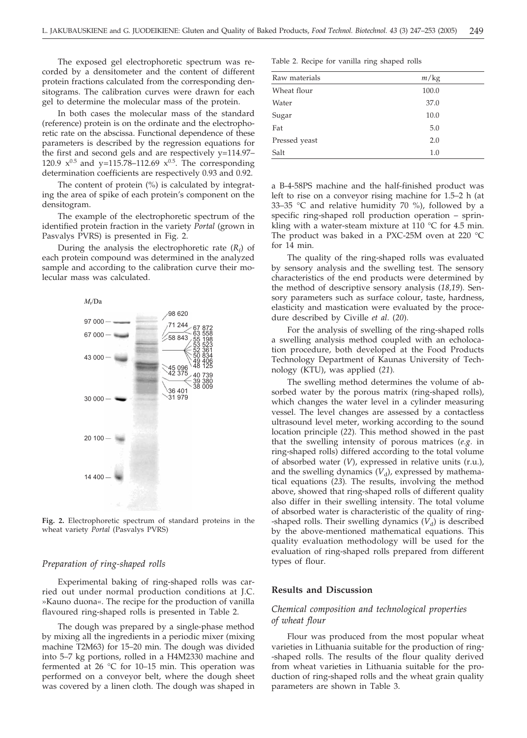The exposed gel electrophoretic spectrum was recorded by a densitometer and the content of different protein fractions calculated from the corresponding densitograms. The calibration curves were drawn for each gel to determine the molecular mass of the protein.

In both cases the molecular mass of the standard (reference) protein is on the ordinate and the electrophoretic rate on the abscissa. Functional dependence of these parameters is described by the regression equations for the first and second gels and are respectively $y=114.97–120.9\ x^{0.5}$ and $y=115.78–112.69\ x^{0.5}$. The corresponding determination coefficients are respectively 0.93 and 0.92.

The content of protein (%) is calculated by integrating the area of spike of each protein's component on the densitogram.

The example of the electrophoretic spectrum of the identified protein fraction in the variety *Portal* (grown in Pasvalys PVRS) is presented in Fig. 2.

During the analysis the electrophoretic rate ($R_f$) of each protein compound was determined in the analyzed sample and according to the calibration curve their molecular mass was calculated.

**Fig. 2.** Electrophoretic spectrum of standard proteins in the wheat variety *Portal* (Pasvalys PVRS)

### *Preparation of ring-shaped rolls*

Experimental baking of ring-shaped rolls was carried out under normal production conditions at J.C. »Kauno duona«. The recipe for the production of vanilla flavoured ring-shaped rolls is presented in Table 2.

Table 2. Recipe for vanilla ring shaped rolls

| Raw materials | $m$/kg |
|---|---|
| Wheat flour | 100.0 |
| Water | 37.0 |
| Sugar | 10.0 |
| Fat | 5.0 |
| Pressed yeast | 2.0 |
| Salt | 1.0 |

The dough was prepared by a single-phase method by mixing all the ingredients in a periodic mixer (mixing machine T2M63) for 15–20 min. The dough was divided into 5–7 kg portions, rolled in a H4M2330 machine and fermented at 26 °C for 10–15 min. This operation was performed on a conveyor belt, where the dough sheet was covered by a linen cloth. The dough was shaped in a B-4-58PS machine and the half-finished product was left to rise on a conveyor rising machine for 1.5–2 h (at 33–35 °C and relative humidity 70 %), followed by a specific ring-shaped roll production operation – sprinkling with a water-steam mixture at 110 °C for 4.5 min. The product was baked in a PXC-25M oven at 220 °C for 14 min.

The quality of the ring-shaped rolls was evaluated by sensory analysis and the swelling test. The sensory characteristics of the end products were determined by the method of descriptive sensory analysis (*18,19*). Sensory parameters such as surface colour, taste, hardness, elasticity and mastication were evaluated by the procedure described by Civille *et al*. (*20*).

For the analysis of swelling of the ring-shaped rolls a swelling analysis method coupled with an echolocation procedure, both developed at the Food Products Technology Department of Kaunas University of Technology (KTU), was applied (*21*).

The swelling method determines the volume of absorbed water by the porous matrix (ring-shaped rolls), which changes the water level in a cylinder measuring vessel. The level changes are assessed by a contactless ultrasound level meter, working according to the sound location principle (*22*). This method showed in the past that the swelling intensity of porous matrices (*e.g.* in ring-shaped rolls) differed according to the total volume of absorbed water ($V$), expressed in relative units (r.u.), and the swelling dynamics ($V_d$), expressed by mathematical equations (*23*). The results, involving the method above, showed that ring-shaped rolls of different quality also differ in their swelling intensity. The total volume of absorbed water is characteristic of the quality of ring-shaped rolls. Their swelling dynamics ($V_d$) is described by the above-mentioned mathematical equations. This quality evaluation methodology will be used for the evaluation of ring-shaped rolls prepared from different types of flour.

## Results and Discussion

### *Chemical composition and technological properties of wheat flour*

Flour was produced from the most popular wheat varieties in Lithuania suitable for the production of ring-shaped rolls. The results of the flour quality derived from wheat varieties in Lithuania suitable for the production of ring-shaped rolls and the wheat grain quality parameters are shown in Table 3.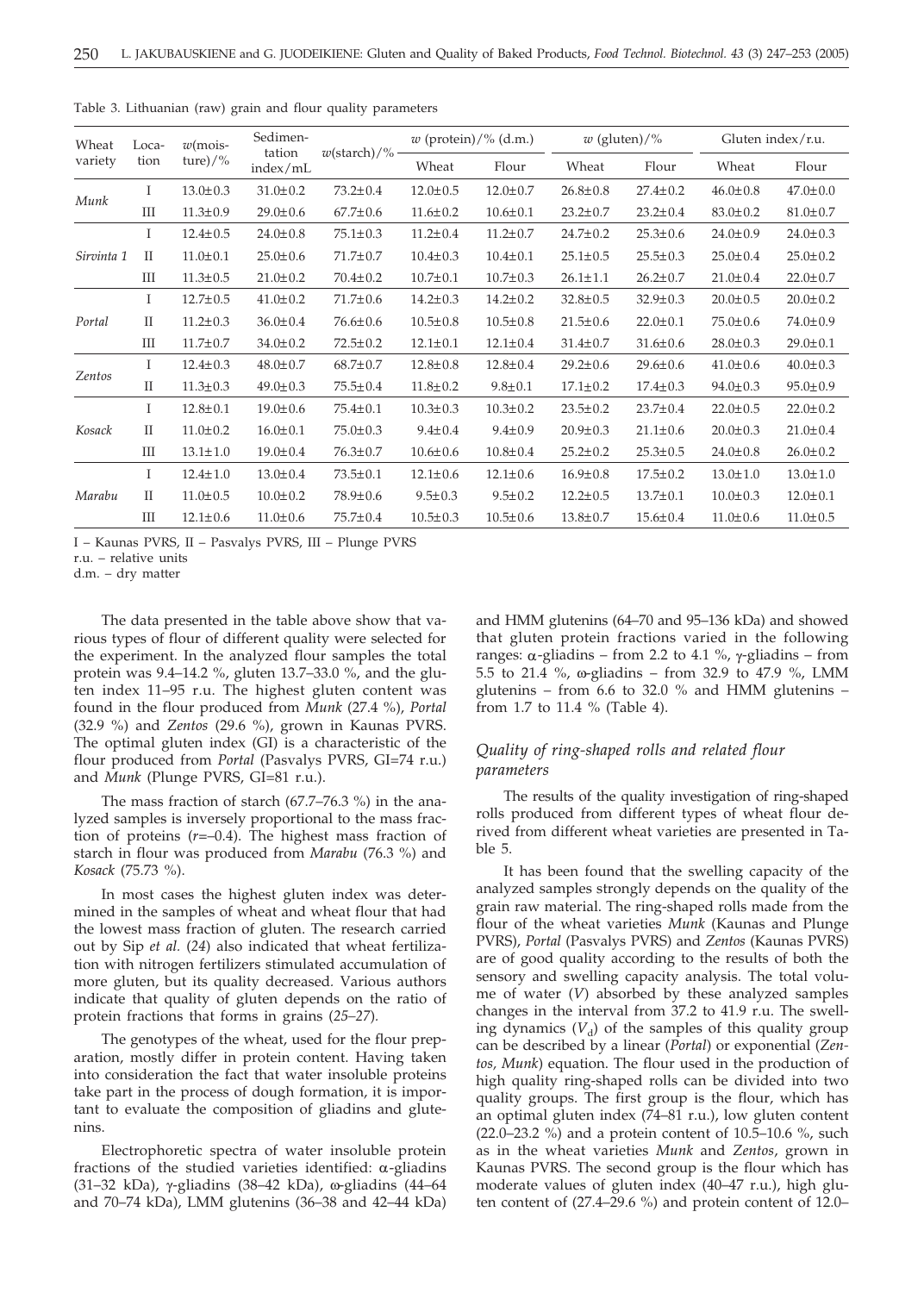Table 3. Lithuanian (raw) grain and flour quality parameters

| Wheat variety | Location | $w$(moisture)/% | Sedimentation index/mL | $w$(starch)/% | $w$ (protein)/% (d.m.) | | $w$ (gluten)/% | | Gluten index/r.u. | |
|---|---|---|---|---|---|---|---|---|---|---|
| | | | | | Wheat | Flour | Wheat | Flour | Wheat | Flour |
| *Munk* | I | 13.0±0.3 | 31.0±0.2 | 73.2±0.4 | 12.0±0.5 | 12.0±0.7 | 26.8±0.8 | 27.4±0.2 | 46.0±0.8 | 47.0±0.0 |
| | III | 11.3±0.9 | 29.0±0.6 | 67.7±0.6 | 11.6±0.2 | 10.6±0.1 | 23.2±0.7 | 23.2±0.4 | 83.0±0.2 | 81.0±0.7 |
| *Sirvinta 1* | I | 12.4±0.5 | 24.0±0.8 | 75.1±0.3 | 11.2±0.4 | 11.2±0.7 | 24.7±0.2 | 25.3±0.6 | 24.0±0.9 | 24.0±0.3 |
| | II | 11.0±0.1 | 25.0±0.6 | 71.7±0.7 | 10.4±0.3 | 10.4±0.1 | 25.1±0.5 | 25.5±0.3 | 25.0±0.4 | 25.0±0.2 |
| | III | 11.3±0.5 | 21.0±0.2 | 70.4±0.2 | 10.7±0.1 | 10.7±0.3 | 26.1±1.1 | 26.2±0.7 | 21.0±0.4 | 22.0±0.7 |
| *Portal* | I | 12.7±0.5 | 41.0±0.2 | 71.7±0.6 | 14.2±0.3 | 14.2±0.2 | 32.8±0.5 | 32.9±0.3 | 20.0±0.5 | 20.0±0.2 |
| | II | 11.2±0.3 | 36.0±0.4 | 76.6±0.6 | 10.5±0.8 | 10.5±0.8 | 21.5±0.6 | 22.0±0.1 | 75.0±0.6 | 74.0±0.9 |
| | III | 11.7±0.7 | 34.0±0.2 | 72.5±0.2 | 12.1±0.1 | 12.1±0.4 | 31.4±0.7 | 31.6±0.6 | 28.0±0.3 | 29.0±0.1 |
| *Zentos* | I | 12.4±0.3 | 48.0±0.7 | 68.7±0.7 | 12.8±0.8 | 12.8±0.4 | 29.2±0.6 | 29.6±0.6 | 41.0±0.6 | 40.0±0.3 |
| | II | 11.3±0.3 | 49.0±0.3 | 75.5±0.4 | 11.8±0.2 | 9.8±0.1 | 17.1±0.2 | 17.4±0.3 | 94.0±0.3 | 95.0±0.9 |
| *Kosack* | I | 12.8±0.1 | 19.0±0.6 | 75.4±0.1 | 10.3±0.3 | 10.3±0.2 | 23.5±0.2 | 23.7±0.4 | 22.0±0.5 | 22.0±0.2 |
| | II | 11.0±0.2 | 16.0±0.1 | 75.0±0.3 | 9.4±0.4 | 9.4±0.9 | 20.9±0.3 | 21.1±0.6 | 20.0±0.3 | 21.0±0.4 |
| | III | 13.1±1.0 | 19.0±0.4 | 76.3±0.7 | 10.6±0.6 | 10.8±0.4 | 25.2±0.2 | 25.3±0.5 | 24.0±0.8 | 26.0±0.2 |
| *Marabu* | I | 12.4±1.0 | 13.0±0.4 | 73.5±0.1 | 12.1±0.6 | 12.1±0.6 | 16.9±0.8 | 17.5±0.2 | 13.0±1.0 | 13.0±1.0 |
| | II | 11.0±0.5 | 10.0±0.2 | 78.9±0.6 | 9.5±0.3 | 9.5±0.2 | 12.2±0.5 | 13.7±0.1 | 10.0±0.3 | 12.0±0.1 |
| | III | 12.1±0.6 | 11.0±0.6 | 75.7±0.4 | 10.5±0.3 | 10.5±0.6 | 13.8±0.7 | 15.6±0.4 | 11.0±0.6 | 11.0±0.5 |

I – Kaunas PVRS, II – Pasvalys PVRS, III – Plunge PVRS

r.u. – relative units

d.m. – dry matter

The data presented in the table above show that various types of flour of different quality were selected for the experiment. In the analyzed flour samples the total protein was 9.4–14.2 %, gluten 13.7–33.0 %, and the gluten index 11–95 r.u. The highest gluten content was found in the flour produced from *Munk* (27.4 %), *Portal* (32.9 %) and *Zentos* (29.6 %), grown in Kaunas PVRS. The optimal gluten index (GI) is a characteristic of the flour produced from *Portal* (Pasvalys PVRS, GI=74 r.u.) and *Munk* (Plunge PVRS, GI=81 r.u.).

The mass fraction of starch (67.7–76.3 %) in the analyzed samples is inversely proportional to the mass fraction of proteins ($r$=–0.4). The highest mass fraction of starch in flour was produced from *Marabu* (76.3 %) and *Kosack* (75.73 %).

In most cases the highest gluten index was determined in the samples of wheat and wheat flour that had the lowest mass fraction of gluten. The research carried out by Sip *et al.* (*24*) also indicated that wheat fertilization with nitrogen fertilizers stimulated accumulation of more gluten, but its quality decreased. Various authors indicate that quality of gluten depends on the ratio of protein fractions that forms in grains (*25–27*).

The genotypes of the wheat, used for the flour preparation, mostly differ in protein content. Having taken into consideration the fact that water insoluble proteins take part in the process of dough formation, it is important to evaluate the composition of gliadins and glutenins.

Electrophoretic spectra of water insoluble protein fractions of the studied varieties identified: α-gliadins (31–32 kDa), γ-gliadins (38–42 kDa), ω-gliadins (44–64 and 70–74 kDa), LMM glutenins (36–38 and 42–44 kDa) and HMM glutenins (64–70 and 95–136 kDa) and showed that gluten protein fractions varied in the following ranges: α-gliadins – from 2.2 to 4.1 %, γ-gliadins – from 5.5 to 21.4 %, ω-gliadins – from 32.9 to 47.9 %, LMM glutenins – from 6.6 to 32.0 % and HMM glutenins – from 1.7 to 11.4 % (Table 4).

### *Quality of ring-shaped rolls and related flour parameters*

The results of the quality investigation of ring-shaped rolls produced from different types of wheat flour derived from different wheat varieties are presented in Table 5.

It has been found that the swelling capacity of the analyzed samples strongly depends on the quality of the grain raw material. The ring-shaped rolls made from the flour of the wheat varieties *Munk* (Kaunas and Plunge PVRS), *Portal* (Pasvalys PVRS) and *Zentos* (Kaunas PVRS) are of good quality according to the results of both the sensory and swelling capacity analysis. The total volume of water ($V$) absorbed by these analyzed samples changes in the interval from 37.2 to 41.9 r.u. The swelling dynamics ($V_d$) of the samples of this quality group can be described by a linear (*Portal*) or exponential (*Zentos*, *Munk*) equation. The flour used in the production of high quality ring-shaped rolls can be divided into two quality groups. The first group is the flour, which has an optimal gluten index (74–81 r.u.), low gluten content (22.0–23.2 %) and a protein content of 10.5–10.6 %, such as in the wheat varieties *Munk* and *Zentos*, grown in Kaunas PVRS. The second group is the flour which has moderate values of gluten index (40–47 r.u.), high gluten content of (27.4–29.6 %) and protein content of 12.0–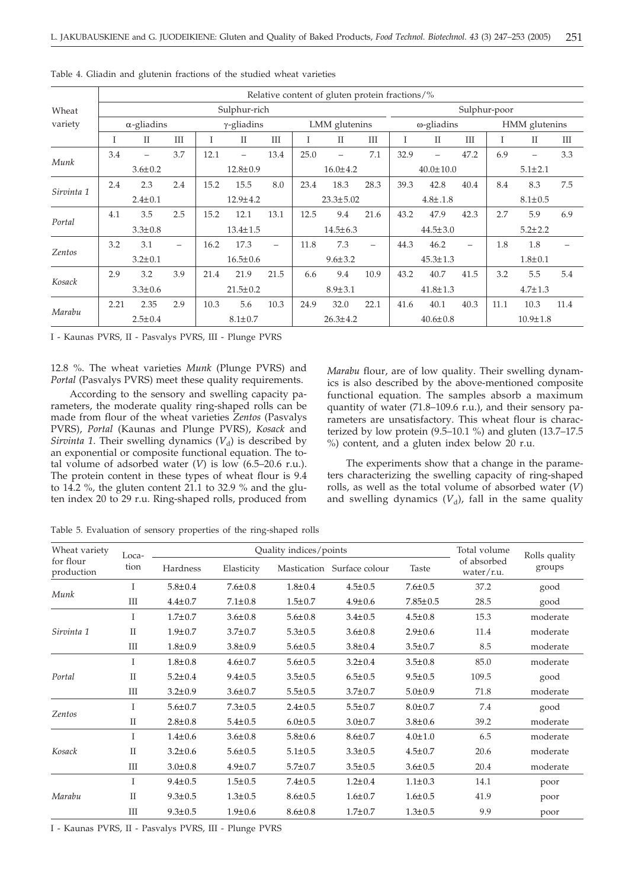Table 4. Gliadin and glutenin fractions of the studied wheat varieties

| Wheat variety | Relative content of gluten protein fractions/% | | | | | | | | | | | | | | |
|---|---|---|---|---|---|---|---|---|---|---|---|---|---|---|---|
| | Sulphur-rich | | | | | | | | | Sulphur-poor | | | | | |
| | α-gliadins | | | γ-gliadins | | | LMM glutenins | | | ω-gliadins | | | HMM glutenins | | |
| | I | II | III | I | II | III | I | II | III | I | II | III | I | II | III |
| *Munk* | 3.4 | – | 3.7 | 12.1 | – | 13.4 | 25.0 | – | 7.1 | 32.9 | – | 47.2 | 6.9 | – | 3.3 |
| | | 3.6±0.2 | | | 12.8±0.9 | | | 16.0±4.2 | | | 40.0±10.0 | | | 5.1±2.1 | |
| *Sirvinta 1* | 2.4 | 2.3 | 2.4 | 15.2 | 15.5 | 8.0 | 23.4 | 18.3 | 28.3 | 39.3 | 42.8 | 40.4 | 8.4 | 8.3 | 7.5 |
| | | 2.4±0.1 | | | 12.9±4.2 | | | 23.3±5.02 | | | 4.8±.1.8 | | | 8.1±0.5 | |
| *Portal* | 4.1 | 3.5 | 2.5 | 15.2 | 12.1 | 13.1 | 12.5 | 9.4 | 21.6 | 43.2 | 47.9 | 42.3 | 2.7 | 5.9 | 6.9 |
| | | 3.3±0.8 | | | 13.4±1.5 | | | 14.5±6.3 | | | 44.5±3.0 | | | 5.2±2.2 | |
| *Zentos* | 3.2 | 3.1 | – | 16.2 | 17.3 | – | 11.8 | 7.3 | – | 44.3 | 46.2 | – | 1.8 | 1.8 | – |
| | | 3.2±0.1 | | | 16.5±0.6 | | | 9.6±3.2 | | | 45.3±1.3 | | | 1.8±0.1 | |
| *Kosack* | 2.9 | 3.2 | 3.9 | 21.4 | 21.9 | 21.5 | 6.6 | 9.4 | 10.9 | 43.2 | 40.7 | 41.5 | 3.2 | 5.5 | 5.4 |
| | | 3.3±0.6 | | | 21.5±0.2 | | | 8.9±3.1 | | | 41.8±1.3 | | | 4.7±1.3 | |
| *Marabu* | 2.21 | 2.35 | 2.9 | 10.3 | 5.6 | 10.3 | 24.9 | 32.0 | 22.1 | 41.6 | 40.1 | 40.3 | 11.1 | 10.3 | 11.4 |
| | | 2.5±0.4 | | | 8.1±0.7 | | | 26.3±4.2 | | | 40.6±0.8 | | | 10.9±1.8 | |

I - Kaunas PVRS, II - Pasvalys PVRS, III - Plunge PVRS

12.8 %. The wheat varieties *Munk* (Plunge PVRS) and *Portal* (Pasvalys PVRS) meet these quality requirements.

According to the sensory and swelling capacity parameters, the moderate quality ring-shaped rolls can be made from flour of the wheat varieties *Zentos* (Pasvalys PVRS), *Portal* (Kaunas and Plunge PVRS), *Kosack* and *Sirvinta 1*. Their swelling dynamics ($V_d$) is described by an exponential or composite functional equation. The total volume of adsorbed water ($V$) is low (6.5–20.6 r.u.). The protein content in these types of wheat flour is 9.4 to 14.2 %, the gluten content 21.1 to 32.9 % and the gluten index 20 to 29 r.u. Ring-shaped rolls, produced from *Marabu* flour, are of low quality. Their swelling dynamics is also described by the above-mentioned composite functional equation. The samples absorb a maximum quantity of water (71.8–109.6 r.u.), and their sensory parameters are unsatisfactory. This wheat flour is characterized by low protein (9.5–10.1 %) and gluten (13.7–17.5 %) content, and a gluten index below 20 r.u.

The experiments show that a change in the parameters characterizing the swelling capacity of ring-shaped rolls, as well as the total volume of absorbed water ($V$) and swelling dynamics ($V_d$), fall in the same quality

Table 5. Evaluation of sensory properties of the ring-shaped rolls

| Wheat variety for flour production | Location | Quality indices/points | | | | | Total volume of absorbed water/r.u. | Rolls quality groups |
|---|---|---|---|---|---|---|---|---|
| | | Hardness | Elasticity | Mastication | Surface colour | Taste | | |
| *Munk* | I | 5.8±0.4 | 7.6±0.8 | 1.8±0.4 | 4.5±0.5 | 7.6±0.5 | 37.2 | good |
| | III | 4.4±0.7 | 7.1±0.8 | 1.5±0.7 | 4.9±0.6 | 7.85±0.5 | 28.5 | good |
| *Sirvinta 1* | I | 1.7±0.7 | 3.6±0.8 | 5.6±0.8 | 3.4±0.5 | 4.5±0.8 | 15.3 | moderate |
| | II | 1.9±0.7 | 3.7±0.7 | 5.3±0.5 | 3.6±0.8 | 2.9±0.6 | 11.4 | moderate |
| | III | 1.8±0.9 | 3.8±0.9 | 5.6±0.5 | 3.8±0.4 | 3.5±0.7 | 8.5 | moderate |
| *Portal* | I | 1.8±0.8 | 4.6±0.7 | 5.6±0.5 | 3.2±0.4 | 3.5±0.8 | 85.0 | moderate |
| | II | 5.2±0.4 | 9.4±0.5 | 3.5±0.5 | 6.5±0.5 | 9.5±0.5 | 109.5 | good |
| | III | 3.2±0.9 | 3.6±0.7 | 5.5±0.5 | 3.7±0.7 | 5.0±0.9 | 71.8 | moderate |
| *Zentos* | I | 5.6±0.7 | 7.3±0.5 | 2.4±0.5 | 5.5±0.7 | 8.0±0.7 | 7.4 | good |
| | II | 2.8±0.8 | 5.4±0.5 | 6.0±0.5 | 3.0±0.7 | 3.8±0.6 | 39.2 | moderate |
| *Kosack* | I | 1.4±0.6 | 3.6±0.8 | 5.8±0.6 | 8.6±0.7 | 4.0±1.0 | 6.5 | moderate |
| | II | 3.2±0.6 | 5.6±0.5 | 5.1±0.5 | 3.3±0.5 | 4.5±0.7 | 20.6 | moderate |
| | III | 3.0±0.8 | 4.9±0.7 | 5.7±0.7 | 3.5±0.5 | 3.6±0.5 | 20.4 | moderate |
| *Marabu* | I | 9.4±0.5 | 1.5±0.5 | 7.4±0.5 | 1.2±0.4 | 1.1±0.3 | 14.1 | poor |
| | II | 9.3±0.5 | 1.3±0.5 | 8.6±0.5 | 1.6±0.7 | 1.6±0.5 | 41.9 | poor |
| | III | 9.3±0.5 | 1.9±0.6 | 8.6±0.8 | 1.7±0.7 | 1.3±0.5 | 9.9 | poor |

I - Kaunas PVRS, II - Pasvalys PVRS, III - Plunge PVRS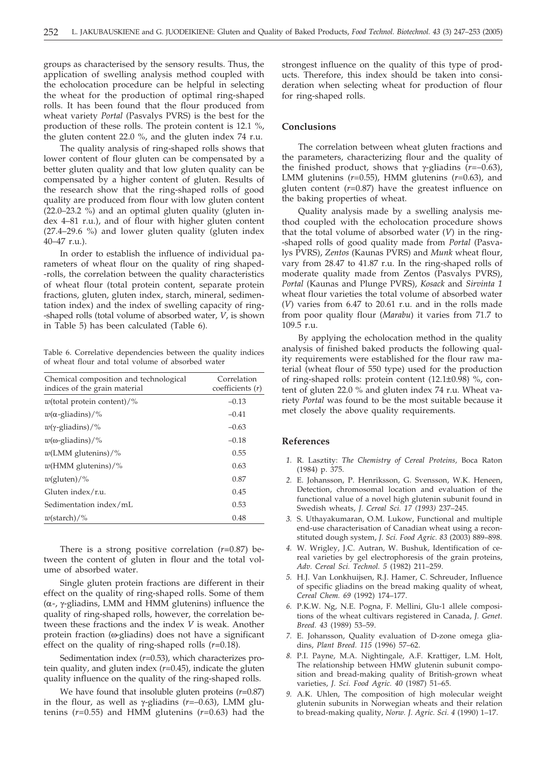groups as characterised by the sensory results. Thus, the application of swelling analysis method coupled with the echolocation procedure can be helpful in selecting the wheat for the production of optimal ring-shaped rolls. It has been found that the flour produced from wheat variety *Portal* (Pasvalys PVRS) is the best for the production of these rolls. The protein content is 12.1 %, the gluten content 22.0 %, and the gluten index 74 r.u.

The quality analysis of ring-shaped rolls shows that lower content of flour gluten can be compensated by a better gluten quality and that low gluten quality can be compensated by a higher content of gluten. Results of the research show that the ring-shaped rolls of good quality are produced from flour with low gluten content (22.0–23.2 %) and an optimal gluten quality (gluten index 4–81 r.u.), and of flour with higher gluten content (27.4–29.6 %) and lower gluten quality (gluten index 40–47 r.u.).

In order to establish the influence of individual parameters of wheat flour on the quality of ring shaped-rolls, the correlation between the quality characteristics of wheat flour (total protein content, separate protein fractions, gluten, gluten index, starch, mineral, sedimentation index) and the index of swelling capacity of ring-shaped rolls (total volume of absorbed water, *V*, is shown in Table 5) has been calculated (Table 6).

Table 6. Correlative dependencies between the quality indices of wheat flour and total volume of absorbed water

| Chemical composition and technological indices of the grain material | Correlation coefficients (*r*) |
|---|---|
| *w*(total protein content)/% | –0.13 |
| *w*(α-gliadins)/% | –0.41 |
| *w*(γ-gliadins)/% | –0.63 |
| *w*(ω-gliadins)/% | –0.18 |
| *w*(LMM glutenins)/% | 0.55 |
| *w*(HMM glutenins)/% | 0.63 |
| *w*(gluten)/% | 0.87 |
| Gluten index/r.u. | 0.45 |
| Sedimentation index/mL | 0.53 |
| *w*(starch)/% | 0.48 |

There is a strong positive correlation (*r*=0.87) between the content of gluten in flour and the total volume of absorbed water.

Single gluten protein fractions are different in their effect on the quality of ring-shaped rolls. Some of them (α-, γ-gliadins, LMM and HMM glutenins) influence the quality of ring-shaped rolls, however, the correlation between these fractions and the index *V* is weak. Another protein fraction (ω-gliadins) does not have a significant effect on the quality of ring-shaped rolls (*r*=0.18).

Sedimentation index (*r*=0.53), which characterizes protein quality, and gluten index (*r*=0.45), indicate the gluten quality influence on the quality of the ring-shaped rolls.

We have found that insoluble gluten proteins (*r*=0.87) in the flour, as well as γ-gliadins (*r*=–0.63), LMM glutenins (*r*=0.55) and HMM glutenins (*r*=0.63) had the strongest influence on the quality of this type of products. Therefore, this index should be taken into consideration when selecting wheat for production of flour for ring-shaped rolls.

## Conclusions

The correlation between wheat gluten fractions and the parameters, characterizing flour and the quality of the finished product, shows that γ-gliadins (*r*=–0.63), LMM glutenins (*r*=0.55), HMM glutenins (*r*=0.63), and gluten content (*r*=0.87) have the greatest influence on the baking properties of wheat.

Quality analysis made by a swelling analysis method coupled with the echolocation procedure shows that the total volume of absorbed water (*V*) in the ring-shaped rolls of good quality made from *Portal* (Pasvalys PVRS), *Zentos* (Kaunas PVRS) and *Munk* wheat flour, vary from 28.47 to 41.87 r.u. In the ring-shaped rolls of moderate quality made from Zentos (Pasvalys PVRS), *Portal* (Kaunas and Plunge PVRS), *Kosack* and *Sirvinta 1* wheat flour varieties the total volume of absorbed water (*V*) varies from 6.47 to 20.61 r.u. and in the rolls made from poor quality flour (*Marabu*) it varies from 71.7 to 109.5 r.u.

By applying the echolocation method in the quality analysis of finished baked products the following quality requirements were established for the flour raw material (wheat flour of 550 type) used for the production of ring-shaped rolls: protein content (12.1±0.98) %, content of gluten 22.0 % and gluten index 74 r.u. Wheat variety *Portal* was found to be the most suitable because it met closely the above quality requirements.

## References

1. R. Lasztity: *The Chemistry of Cereal Proteins*, Boca Raton (1984) p. 375.
2. E. Johansson, P. Henriksson, G. Svensson, W.K. Heneen, Detection, chromosomal location and evaluation of the functional value of a novel high glutenin subunit found in Swedish wheats, *J. Cereal Sci. 17 (1993)* 237–245.
3. S. Uthayakumaran, O.M. Lukow, Functional and multiple end-use characterisation of Canadian wheat using a reconstituted dough system, *J. Sci. Food Agric. 83* (2003) 889–898.
4. W. Wrigley, J.C. Autran, W. Bushuk, Identification of cereal varieties by gel electrophoresis of the grain proteins, *Adv. Cereal Sci. Technol. 5* (1982) 211–259.
5. H.J. Van Lonkhuijsen, R.J. Hamer, C. Schreuder, Influence of specific gliadins on the bread making quality of wheat, *Cereal Chem. 69* (1992) 174–177.
6. P.K.W. Ng, N.E. Pogna, F. Mellini, Glu-1 allele compositions of the wheat cultivars registered in Canada, *J. Genet. Breed. 43* (1989) 53–59.
7. E. Johansson, Quality evaluation of D-zone omega gliadins, *Plant Breed. 115* (1996) 57–62.
8. P.I. Payne, M.A. Nightingale, A.F. Krattiger, L.M. Holt, The relationship between HMW glutenin subunit composition and bread-making quality of British-grown wheat varieties, *J. Sci. Food Agric. 40* (1987) 51–65.
9. A.K. Uhlen, The composition of high molecular weight glutenin subunits in Norwegian wheats and their relation to bread-making quality, *Norw. J. Agric. Sci. 4* (1990) 1–17.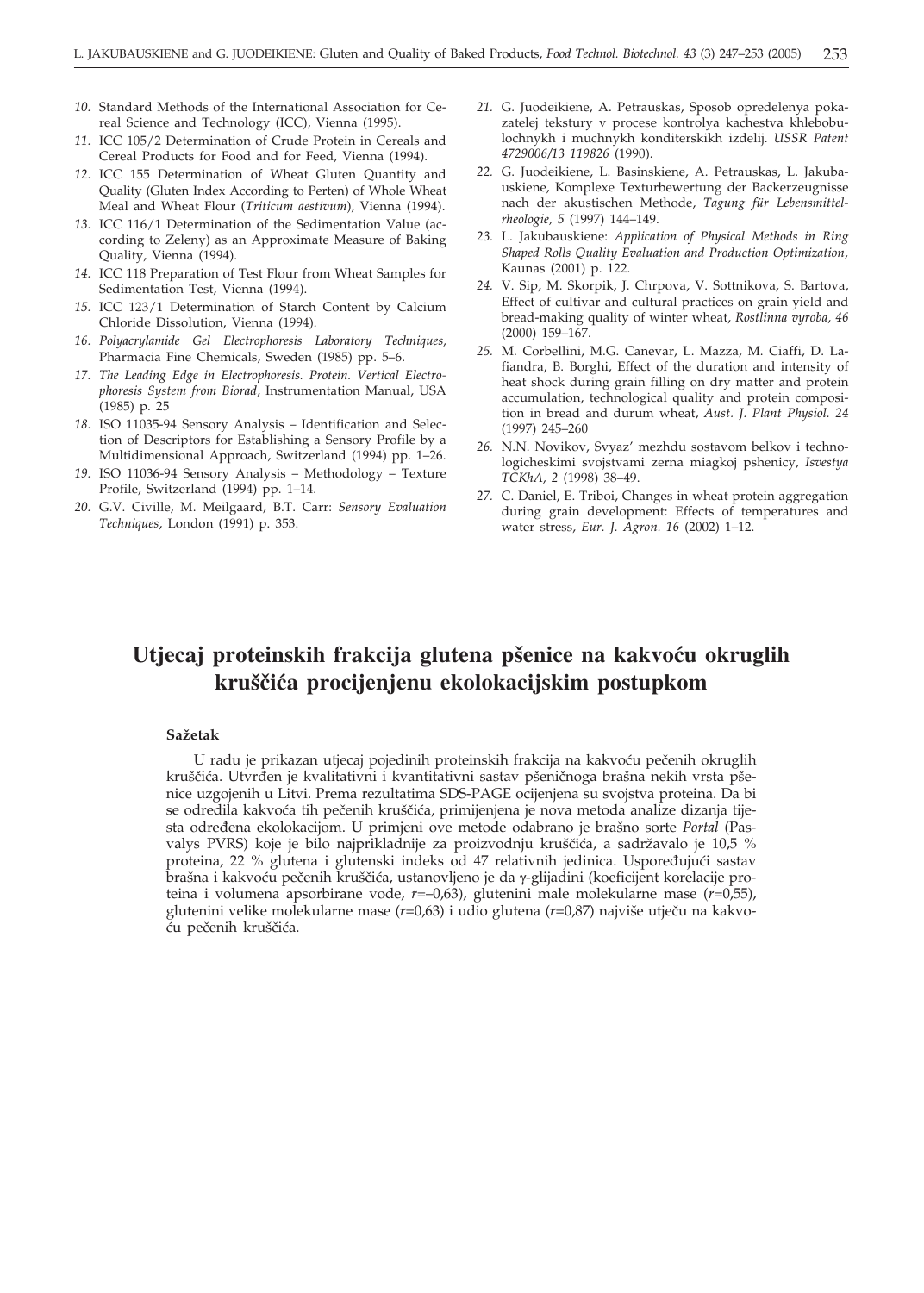10. Standard Methods of the International Association for Cereal Science and Technology (ICC), Vienna (1995).
11. ICC 105/2 Determination of Crude Protein in Cereals and Cereal Products for Food and for Feed, Vienna (1994).
12. ICC 155 Determination of Wheat Gluten Quantity and Quality (Gluten Index According to Perten) of Whole Wheat Meal and Wheat Flour (*Triticum aestivum*), Vienna (1994).
13. ICC 116/1 Determination of the Sedimentation Value (according to Zeleny) as an Approximate Measure of Baking Quality, Vienna (1994).
14. ICC 118 Preparation of Test Flour from Wheat Samples for Sedimentation Test, Vienna (1994).
15. ICC 123/1 Determination of Starch Content by Calcium Chloride Dissolution, Vienna (1994).
16. *Polyacrylamide Gel Electrophoresis Laboratory Techniques*, Pharmacia Fine Chemicals, Sweden (1985) pp. 5–6.
17. *The Leading Edge in Electrophoresis. Protein. Vertical Electrophoresis System from Biorad*, Instrumentation Manual, USA (1985) p. 25
18. ISO 11035-94 Sensory Analysis – Identification and Selection of Descriptors for Establishing a Sensory Profile by a Multidimensional Approach, Switzerland (1994) pp. 1–26.
19. ISO 11036-94 Sensory Analysis – Methodology – Texture Profile, Switzerland (1994) pp. 1–14.
20. G.V. Civille, M. Meilgaard, B.T. Carr: *Sensory Evaluation Techniques*, London (1991) p. 353.
21. G. Juodeikiene, A. Petrauskas, Sposob opredelenya pokazatelej tekstury v procese kontrolya kachestva khlebobulochnykh i muchnykh konditerskikh izdelij. *USSR Patent 4729006/13 119826* (1990).
22. G. Juodeikiene, L. Basinskiene, A. Petrauskas, L. Jakubauskiene, Komplexe Texturbewertung der Backerzeugnisse nach der akustischen Methode, *Tagung für Lebensmittelrheologie, 5* (1997) 144–149.
23. L. Jakubauskiene: *Application of Physical Methods in Ring Shaped Rolls Quality Evaluation and Production Optimization*, Kaunas (2001) p. 122.
24. V. Sip, M. Skorpik, J. Chrpova, V. Sottnikova, S. Bartova, Effect of cultivar and cultural practices on grain yield and bread-making quality of winter wheat, *Rostlinna vyroba, 46* (2000) 159–167.
25. M. Corbellini, M.G. Canevar, L. Mazza, M. Ciaffi, D. Lafiandra, B. Borghi, Effect of the duration and intensity of heat shock during grain filling on dry matter and protein accumulation, technological quality and protein composition in bread and durum wheat, *Aust. J. Plant Physiol. 24* (1997) 245–260
26. N.N. Novikov, Svyaz' mezhdu sostavom belkov i technologicheskimi svojstvami zerna miagkoj pshenicy, *Isvestya TCKhA, 2* (1998) 38–49.
27. C. Daniel, E. Triboi, Changes in wheat protein aggregation during grain development: Effects of temperatures and water stress, *Eur. J. Agron. 16* (2002) 1–12.

# Utjecaj proteinskih frakcija glutena pšenice na kakvoću okruglih kruščića procijenjenu ekolokacijskim postupkom

#### Sažetak

U radu je prikazan utjecaj pojedinih proteinskih frakcija na kakvoću pečenih okruglih kruščića. Utvrđen je kvalitativni i kvantitativni sastav pšeničnoga brašna nekih vrsta pšenice uzgojenih u Litvi. Prema rezultatima SDS-PAGE ocijenjena su svojstva proteina. Da bi se odredila kakvoća tih pečenih kruščića, primijenjena je nova metoda analize dizanja tijesta određena ekolokacijom. U primjeni ove metode odabrano je brašno sorte *Portal* (Pasvalys PVRS) koje je bilo najprikladnije za proizvodnju kruščića, a sadržavalo je 10,5 % proteina, 22 % glutena i glutenski indeks od 47 relativnih jedinica. Uspoređujući sastav brašna i kakvoću pečenih kruščića, ustanovljeno je da γ-glijadini (koeficijent korelacije proteina i volumena apsorbirane vode, $r$=–0,63), glutenini male molekularne mase ($r$=0,55), glutenini velike molekularne mase ($r$=0,63) i udio glutena ($r$=0,87) najviše utječu na kakvoću pečenih kruščića.